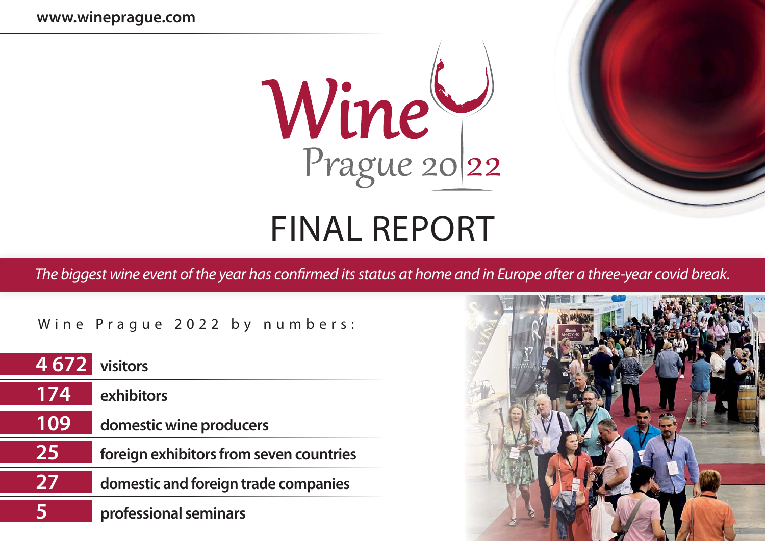www.wineprague.com

# Wine Prague 2022

# FINAL REPORT

*The biggest wine event of the year has confirmed its status at home and in Europe after a three-year covid break.*

Wine Prague 2022 by numbers:

| | |
|---|---|
| **4 672** | **visitors** |
| **174** | **exhibitors** |
| **109** | **domestic wine producers** |
| **25** | **foreign exhibitors from seven countries** |
| **27** | **domestic and foreign trade companies** |
| **5** | **professional seminars** |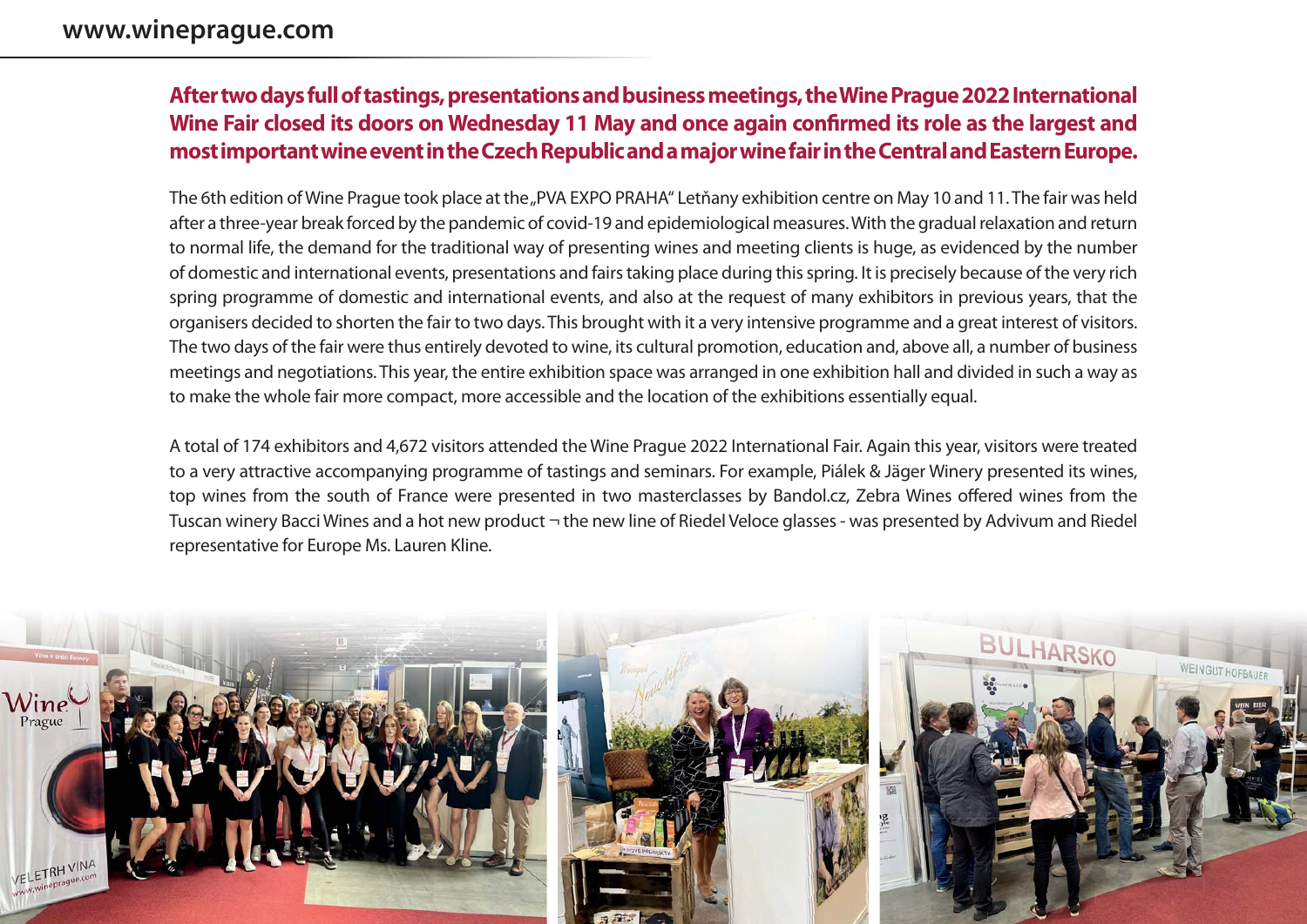**After two days full of tastings, presentations and business meetings, the Wine Prague 2022 International Wine Fair closed its doors on Wednesday 11 May and once again confirmed its role as the largest and most important wine event in the Czech Republic and a major wine fair in the Central and Eastern Europe.**

The 6th edition of Wine Prague took place at the „PVA EXPO PRAHA" Letňany exhibition centre on May 10 and 11. The fair was held after a three-year break forced by the pandemic of covid-19 and epidemiological measures. With the gradual relaxation and return to normal life, the demand for the traditional way of presenting wines and meeting clients is huge, as evidenced by the number of domestic and international events, presentations and fairs taking place during this spring. It is precisely because of the very rich spring programme of domestic and international events, and also at the request of many exhibitors in previous years, that the organisers decided to shorten the fair to two days. This brought with it a very intensive programme and a great interest of visitors. The two days of the fair were thus entirely devoted to wine, its cultural promotion, education and, above all, a number of business meetings and negotiations. This year, the entire exhibition space was arranged in one exhibition hall and divided in such a way as to make the whole fair more compact, more accessible and the location of the exhibitions essentially equal.

A total of 174 exhibitors and 4,672 visitors attended the Wine Prague 2022 International Fair. Again this year, visitors were treated to a very attractive accompanying programme of tastings and seminars. For example, Piálek & Jäger Winery presented its wines, top wines from the south of France were presented in two masterclasses by Bandol.cz, Zebra Wines offered wines from the Tuscan winery Bacci Wines and a hot new product ¬ the new line of Riedel Veloce glasses - was presented by Advivum and Riedel representative for Europe Ms. Lauren Kline.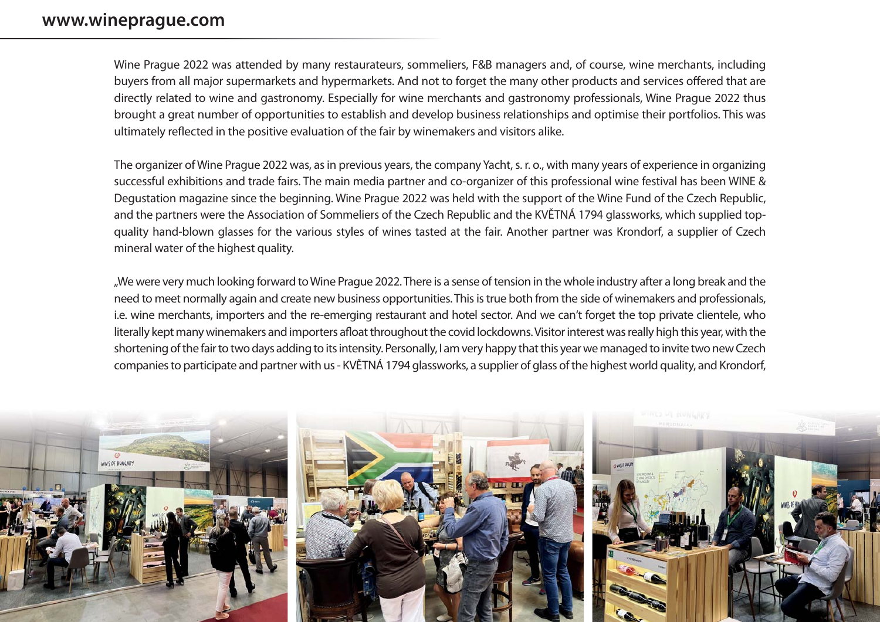Wine Prague 2022 was attended by many restaurateurs, sommeliers, F&B managers and, of course, wine merchants, including buyers from all major supermarkets and hypermarkets. And not to forget the many other products and services offered that are directly related to wine and gastronomy. Especially for wine merchants and gastronomy professionals, Wine Prague 2022 thus brought a great number of opportunities to establish and develop business relationships and optimise their portfolios. This was ultimately reflected in the positive evaluation of the fair by winemakers and visitors alike.

The organizer of Wine Prague 2022 was, as in previous years, the company Yacht, s. r. o., with many years of experience in organizing successful exhibitions and trade fairs. The main media partner and co-organizer of this professional wine festival has been WINE & Degustation magazine since the beginning. Wine Prague 2022 was held with the support of the Wine Fund of the Czech Republic, and the partners were the Association of Sommeliers of the Czech Republic and the KVĚTNÁ 1794 glassworks, which supplied top-quality hand-blown glasses for the various styles of wines tasted at the fair. Another partner was Krondorf, a supplier of Czech mineral water of the highest quality.

„We were very much looking forward to Wine Prague 2022. There is a sense of tension in the whole industry after a long break and the need to meet normally again and create new business opportunities. This is true both from the side of winemakers and professionals, i.e. wine merchants, importers and the re-emerging restaurant and hotel sector. And we can't forget the top private clientele, who literally kept many winemakers and importers afloat throughout the covid lockdowns. Visitor interest was really high this year, with the shortening of the fair to two days adding to its intensity. Personally, I am very happy that this year we managed to invite two new Czech companies to participate and partner with us - KVĚTNÁ 1794 glassworks, a supplier of glass of the highest world quality, and Krondorf,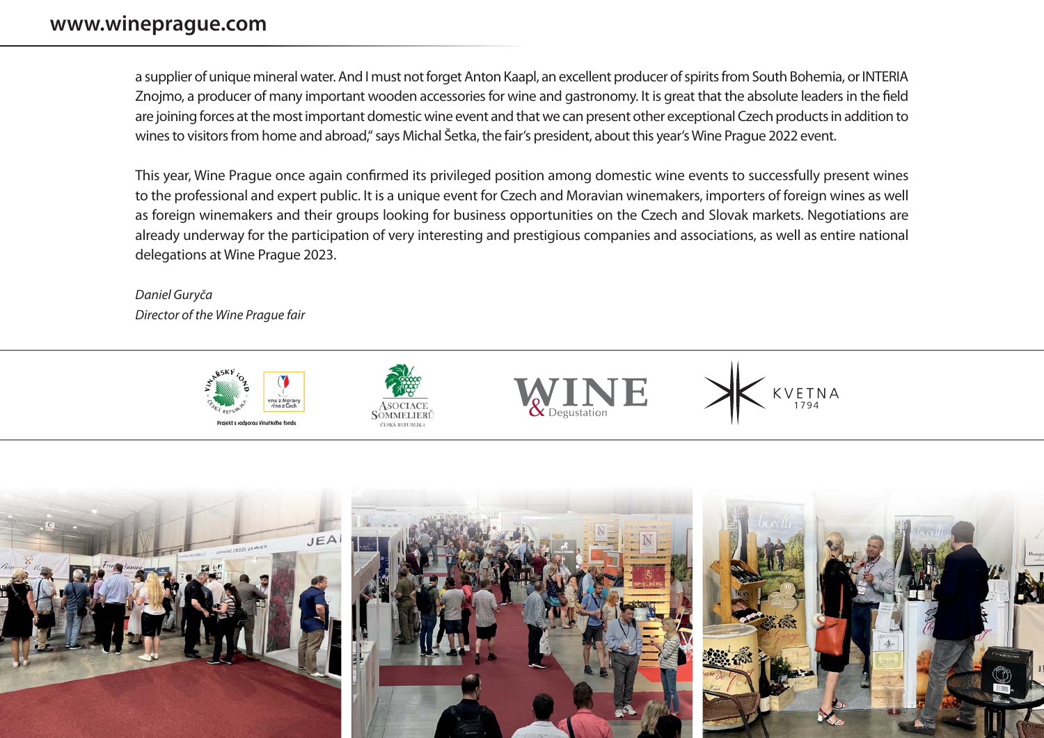a supplier of unique mineral water. And I must not forget Anton Kaapl, an excellent producer of spirits from South Bohemia, or INTERIA Znojmo, a producer of many important wooden accessories for wine and gastronomy. It is great that the absolute leaders in the field are joining forces at the most important domestic wine event and that we can present other exceptional Czech products in addition to wines to visitors from home and abroad," says Michal Šetka, the fair's president, about this year's Wine Prague 2022 event.

This year, Wine Prague once again confirmed its privileged position among domestic wine events to successfully present wines to the professional and expert public. It is a unique event for Czech and Moravian winemakers, importers of foreign wines as well as foreign winemakers and their groups looking for business opportunities on the Czech and Slovak markets. Negotiations are already underway for the participation of very interesting and prestigious companies and associations, as well as entire national delegations at Wine Prague 2023.

*Daniel Guryča*
*Director of the Wine Prague fair*